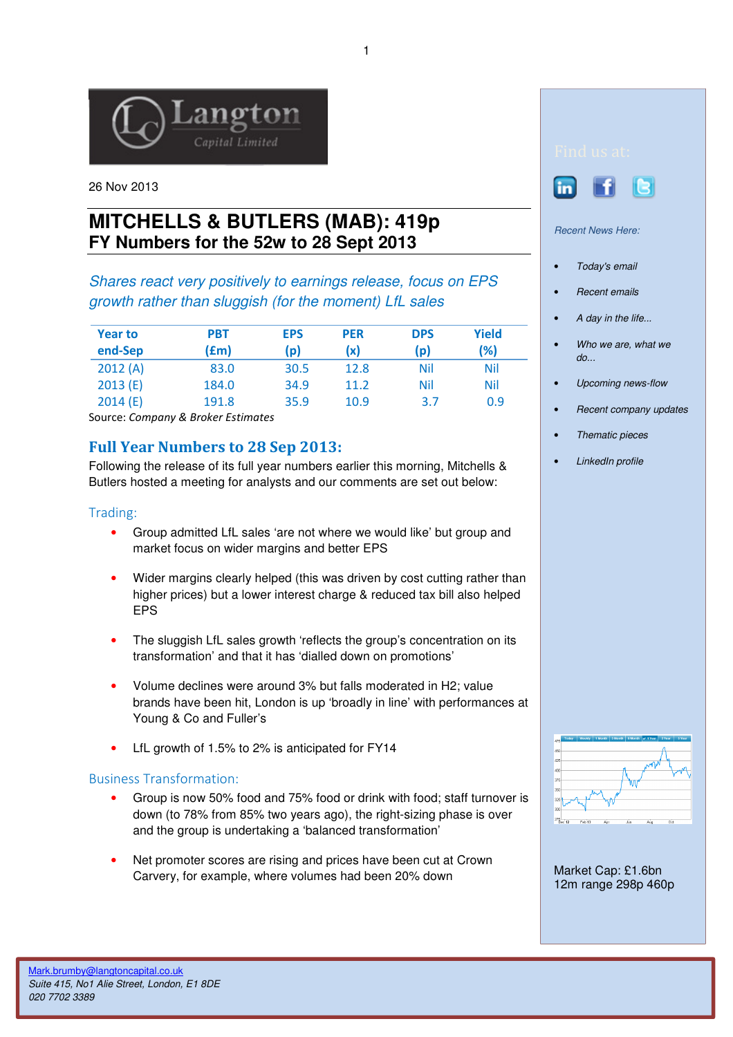26 Nov 2013

# MITCHELLS & BUTLERS (MAB): 419p
## FY Numbers for the 52w to 28 Sept 2013

*Shares react very positively to earnings release, focus on EPS growth rather than sluggish (for the moment) LfL sales*

| Year to end-Sep | PBT (£m) | EPS (p) | PER (x) | DPS (p) | Yield (%) |
|---|---|---|---|---|---|
| 2012 (A) | 83.0 | 30.5 | 12.8 | Nil | Nil |
| 2013 (E) | 184.0 | 34.9 | 11.2 | Nil | Nil |
| 2014 (E) | 191.8 | 35.9 | 10.9 | 3.7 | 0.9 |

Source: *Company & Broker Estimates*

## Full Year Numbers to 28 Sep 2013:

Following the release of its full year numbers earlier this morning, Mitchells & Butlers hosted a meeting for analysts and our comments are set out below:

### Trading:

- Group admitted LfL sales 'are not where we would like' but group and market focus on wider margins and better EPS
- Wider margins clearly helped (this was driven by cost cutting rather than higher prices) but a lower interest charge & reduced tax bill also helped EPS
- The sluggish LfL sales growth 'reflects the group's concentration on its transformation' and that it has 'dialled down on promotions'
- Volume declines were around 3% but falls moderated in H2; value brands have been hit, London is up 'broadly in line' with performances at Young & Co and Fuller's
- LfL growth of 1.5% to 2% is anticipated for FY14

### Business Transformation:

- Group is now 50% food and 75% food or drink with food; staff turnover is down (to 78% from 85% two years ago), the right-sizing phase is over and the group is undertaking a 'balanced transformation'
- Net promoter scores are rising and prices have been cut at Crown Carvery, for example, where volumes had been 20% down

Find us at:

*Recent News Here:*

- *Today's email*
- *Recent emails*
- *A day in the life...*
- *Who we are, what we do...*
- *Upcoming news-flow*
- *Recent company updates*
- *Thematic pieces*
- *LinkedIn profile*

Market Cap: £1.6bn
12m range 298p 460p

Mark.brumby@langtoncapital.co.uk
*Suite 415, No1 Alie Street, London, E1 8DE*
*020 7702 3389*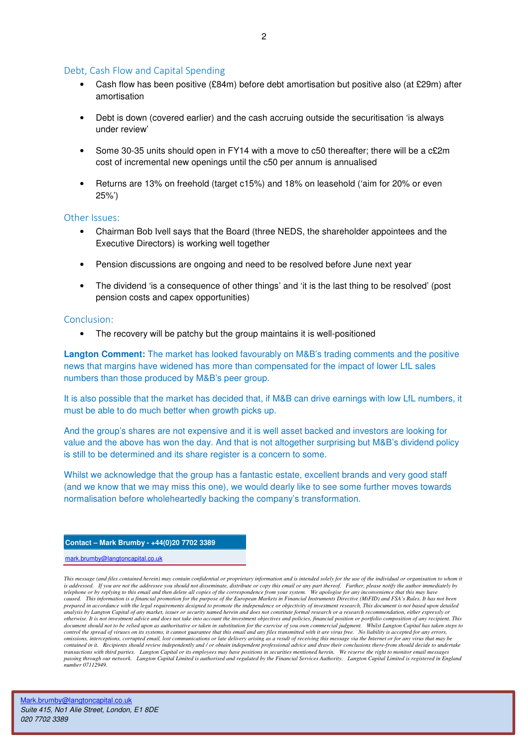## Debt, Cash Flow and Capital Spending

- Cash flow has been positive (£84m) before debt amortisation but positive also (at £29m) after amortisation
- Debt is down (covered earlier) and the cash accruing outside the securitisation 'is always under review'
- Some 30-35 units should open in FY14 with a move to c50 thereafter; there will be a c£2m cost of incremental new openings until the c50 per annum is annualised
- Returns are 13% on freehold (target c15%) and 18% on leasehold ('aim for 20% or even 25%')

## Other Issues:

- Chairman Bob Ivell says that the Board (three NEDS, the shareholder appointees and the Executive Directors) is working well together
- Pension discussions are ongoing and need to be resolved before June next year
- The dividend 'is a consequence of other things' and 'it is the last thing to be resolved' (post pension costs and capex opportunities)

## Conclusion:

- The recovery will be patchy but the group maintains it is well-positioned

**Langton Comment:** The market has looked favourably on M&B's trading comments and the positive news that margins have widened has more than compensated for the impact of lower LfL sales numbers than those produced by M&B's peer group.

It is also possible that the market has decided that, if M&B can drive earnings with low LfL numbers, it must be able to do much better when growth picks up.

And the group's shares are not expensive and it is well asset backed and investors are looking for value and the above has won the day. And that is not altogether surprising but M&B's dividend policy is still to be determined and its share register is a concern to some.

Whilst we acknowledge that the group has a fantastic estate, excellent brands and very good staff (and we know that we may miss this one), we would dearly like to see some further moves towards normalisation before wholeheartedly backing the company's transformation.

**Contact – Mark Brumby - +44(0)20 7702 3389**

mark.brumby@langtoncapital.co.uk

*This message (and files contained herein) may contain confidential or proprietary information and is intended solely for the use of the individual or organisation to whom it is addressed. If you are not the addressee you should not disseminate, distribute or copy this email or any part thereof. Further, please notify the author immediately by telephone or by replying to this email and then delete all copies of the correspondence from your system. We apologise for any inconvenience that this may have caused. This information is a financial promotion for the purpose of the European Markets in Financial Instruments Directive (MiFID) and FSA's Rules. It has not been prepared in accordance with the legal requirements designed to promote the independence or objectivity of investment research. This document is not based upon detailed analysis by Langton Capital of any market, issuer or security named herein and does not constitute formal research or a research recommendation, either expressly or otherwise. It is not investment advice and does not take into account the investment objectives and policies, financial position or portfolio composition of any recipient. This document should not to be relied upon as authoritative or taken in substitution for the exercise of you own commercial judgment. Whilst Langton Capital has taken steps to control the spread of viruses on its systems, it cannot guarantee that this email and any files transmitted with it are virus free. No liability is accepted for any errors, omissions, interceptions, corrupted email, lost communications or late delivery arising as a result of receiving this message via the Internet or for any virus that may be contained in it. Recipients should review independently and / or obtain independent professional advice and draw their conclusions there-from should decide to undertake transactions with third parties. Langton Capital or its employees may have positions in securities mentioned herein. We reserve the right to monitor email messages passing through our network. Langton Capital Limited is authorised and regulated by the Financial Services Authority. Langton Capital Limited is registered in England number 07112949.*

Mark.brumby@langtoncapital.co.uk
*Suite 415, No1 Alie Street, London, E1 8DE*
*020 7702 3389*